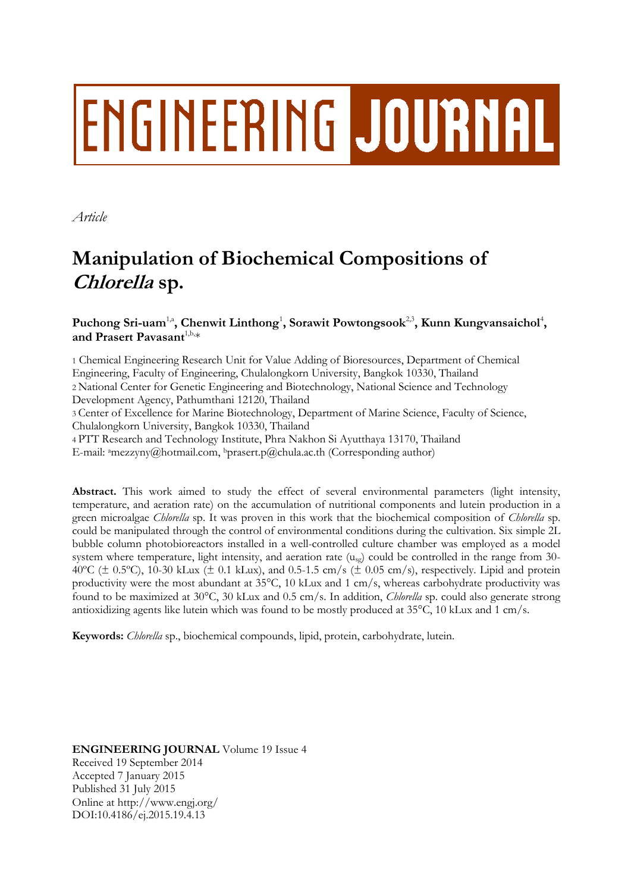ENGINEERING JOURNAL

*Article*

# Manipulation of Biochemical Compositions of *Chlorella* sp.

**Puchong Sri-uam**[1,a]**, Chenwit Linthong**[1]**, Sorawit Powtongsook**[2,3]**, Kunn Kungvansaichol**[4]**, and Prasert Pavasant**[1,b,*]

1 Chemical Engineering Research Unit for Value Adding of Bioresources, Department of Chemical Engineering, Faculty of Engineering, Chulalongkorn University, Bangkok 10330, Thailand
2 National Center for Genetic Engineering and Biotechnology, National Science and Technology Development Agency, Pathumthani 12120, Thailand
3 Center of Excellence for Marine Biotechnology, Department of Marine Science, Faculty of Science, Chulalongkorn University, Bangkok 10330, Thailand
4 PTT Research and Technology Institute, Phra Nakhon Si Ayutthaya 13170, Thailand
E-mail: [a]mezzyny@hotmail.com, [b]prasert.p@chula.ac.th (Corresponding author)

**Abstract.** This work aimed to study the effect of several environmental parameters (light intensity, temperature, and aeration rate) on the accumulation of nutritional components and lutein production in a green microalgae *Chlorella* sp. It was proven in this work that the biochemical composition of *Chlorella* sp. could be manipulated through the control of environmental conditions during the cultivation. Six simple 2L bubble column photobioreactors installed in a well-controlled culture chamber was employed as a model system where temperature, light intensity, and aeration rate ($u_{sg}$) could be controlled in the range from 30-40ºC (± 0.5ºC), 10-30 kLux (± 0.1 kLux), and 0.5-1.5 cm/s (± 0.05 cm/s), respectively. Lipid and protein productivity were the most abundant at 35°C, 10 kLux and 1 cm/s, whereas carbohydrate productivity was found to be maximized at 30°C, 30 kLux and 0.5 cm/s. In addition, *Chlorella* sp. could also generate strong antioxidizing agents like lutein which was found to be mostly produced at 35°C, 10 kLux and 1 cm/s.

**Keywords:** *Chlorella* sp., biochemical compounds, lipid, protein, carbohydrate, lutein.

**ENGINEERING JOURNAL** Volume 19 Issue 4
Received 19 September 2014
Accepted 7 January 2015
Published 31 July 2015
Online at http://www.engj.org/
DOI:10.4186/ej.2015.19.4.13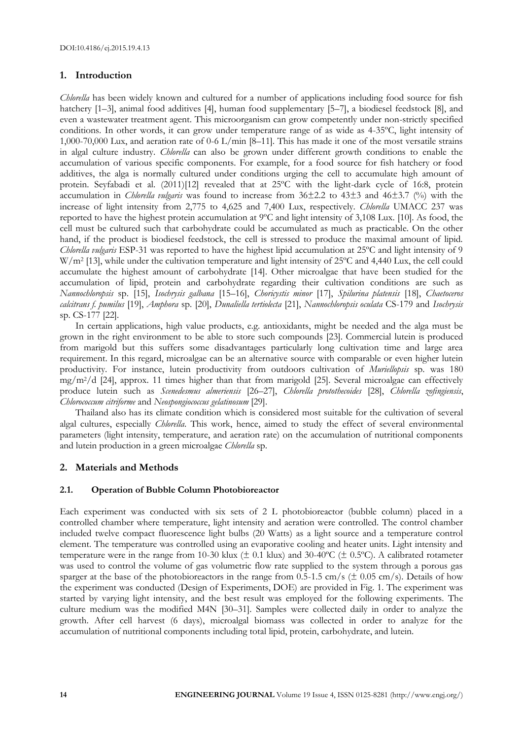## 1. Introduction

*Chlorella* has been widely known and cultured for a number of applications including food source for fish hatchery [1–3], animal food additives [4], human food supplementary [5–7], a biodiesel feedstock [8], and even a wastewater treatment agent. This microorganism can grow competently under non-strictly specified conditions. In other words, it can grow under temperature range of as wide as 4-35ºC, light intensity of 1,000-70,000 Lux, and aeration rate of 0-6 L/min [8–11]. This has made it one of the most versatile strains in algal culture industry. *Chlorella* can also be grown under different growth conditions to enable the accumulation of various specific components. For example, for a food source for fish hatchery or food additives, the alga is normally cultured under conditions urging the cell to accumulate high amount of protein. Seyfabadi et al. (2011)[12] revealed that at 25ºC with the light-dark cycle of 16:8, protein accumulation in *Chlorella vulgaris* was found to increase from 36±2.2 to 43±3 and 46±3.7 (%) with the increase of light intensity from 2,775 to 4,625 and 7,400 Lux, respectively. *Chlorella* UMACC 237 was reported to have the highest protein accumulation at 9ºC and light intensity of 3,108 Lux. [10]. As food, the cell must be cultured such that carbohydrate could be accumulated as much as practicable. On the other hand, if the product is biodiesel feedstock, the cell is stressed to produce the maximal amount of lipid. *Chlorella vulgaris* ESP-31 was reported to have the highest lipid accumulation at 25ºC and light intensity of 9 $W/m^2$ [13], while under the cultivation temperature and light intensity of 25ºC and 4,440 Lux, the cell could accumulate the highest amount of carbohydrate [14]. Other microalgae that have been studied for the accumulation of lipid, protein and carbohydrate regarding their cultivation conditions are such as *Nannochloropsis* sp. [15], *Isochrysis galbana* [15–16], *Choricystis minor* [17], *Spilurina platensis* [18], *Chaetoceros calcitrans f. pumilus* [19], *Amphora* sp. [20], *Dunaliella tertiolecta* [21], *Nannochloropsis oculata* CS-179 and *Isochrysis* sp. CS-177 [22].

In certain applications, high value products, e.g. antioxidants, might be needed and the alga must be grown in the right environment to be able to store such compounds [23]. Commercial lutein is produced from marigold but this suffers some disadvantages particularly long cultivation time and large area requirement. In this regard, microalgae can be an alternative source with comparable or even higher lutein productivity. For instance, lutein productivity from outdoors cultivation of *Muriellopsis* sp. was 180 $mg/m^2/d$ [24], approx. 11 times higher than that from marigold [25]. Several microalgae can effectively produce lutein such as *Scenedesmus almeriensis* [26–27], *Chlorella protothecoides* [28], *Chlorella zofingiensis*, *Chlorococcum citriforme* and *Neospongiococcus gelatinosum* [29].

Thailand also has its climate condition which is considered most suitable for the cultivation of several algal cultures, especially *Chlorella*. This work, hence, aimed to study the effect of several environmental parameters (light intensity, temperature, and aeration rate) on the accumulation of nutritional components and lutein production in a green microalgae *Chlorella* sp.

## 2. Materials and Methods

### 2.1. Operation of Bubble Column Photobioreactor

Each experiment was conducted with six sets of 2 L photobioreactor (bubble column) placed in a controlled chamber where temperature, light intensity and aeration were controlled. The control chamber included twelve compact fluorescence light bulbs (20 Watts) as a light source and a temperature control element. The temperature was controlled using an evaporative cooling and heater units. Light intensity and temperature were in the range from 10-30 klux (± 0.1 klux) and 30-40ºC (± 0.5ºC). A calibrated rotameter was used to control the volume of gas volumetric flow rate supplied to the system through a porous gas sparger at the base of the photobioreactors in the range from 0.5-1.5 cm/s (± 0.05 cm/s). Details of how the experiment was conducted (Design of Experiments, DOE) are provided in Fig. 1. The experiment was started by varying light intensity, and the best result was employed for the following experiments. The culture medium was the modified M4N [30–31]. Samples were collected daily in order to analyze the growth. After cell harvest (6 days), microalgal biomass was collected in order to analyze for the accumulation of nutritional components including total lipid, protein, carbohydrate, and lutein.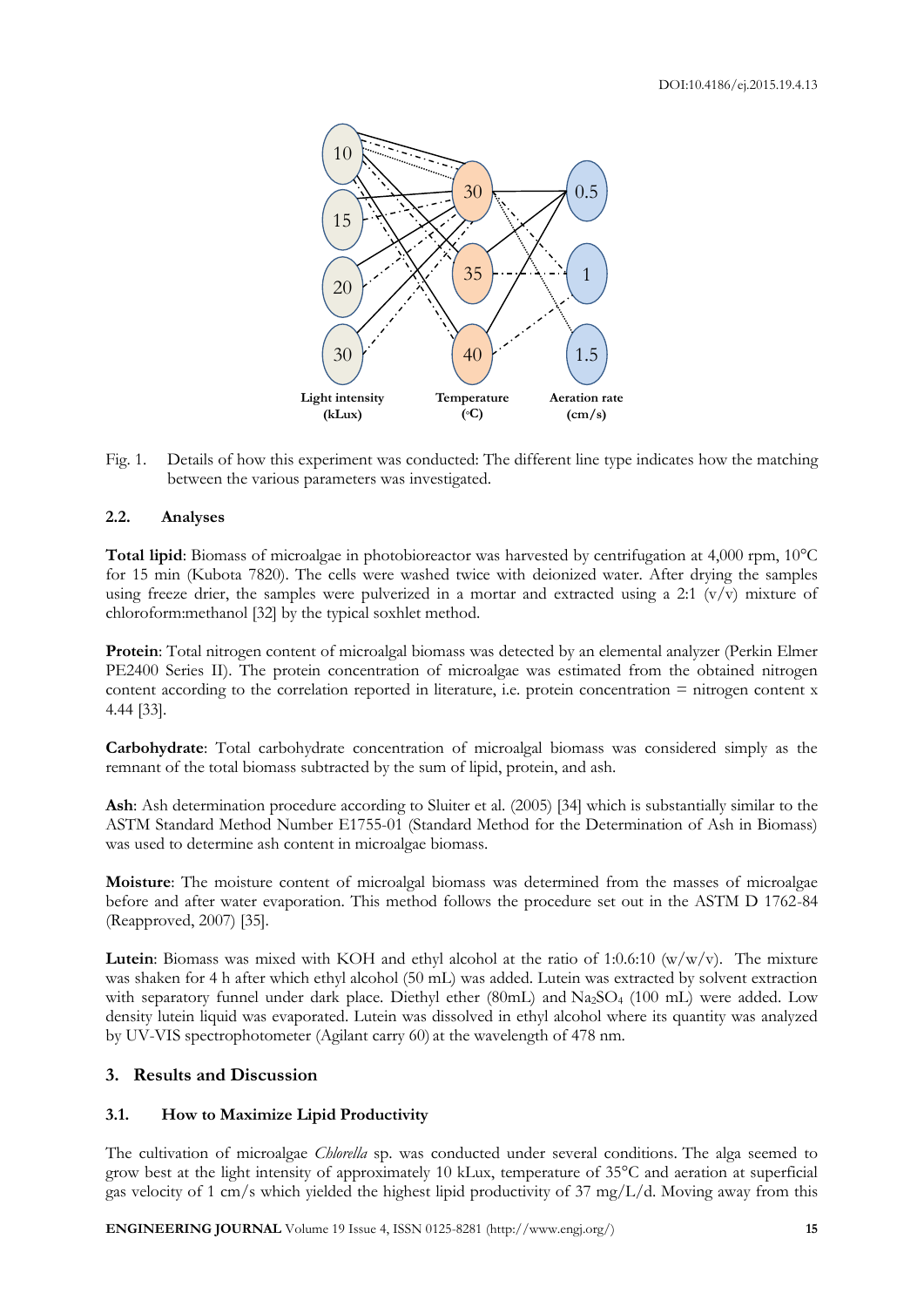10
15
20
30
Light intensity (kLux)

30
35
40
Temperature (°C)

0.5
1
1.5
Aeration rate (cm/s)

Fig. 1. Details of how this experiment was conducted: The different line type indicates how the matching between the various parameters was investigated.

### 2.2. Analyses

**Total lipid**: Biomass of microalgae in photobioreactor was harvested by centrifugation at 4,000 rpm, 10°C for 15 min (Kubota 7820). The cells were washed twice with deionized water. After drying the samples using freeze drier, the samples were pulverized in a mortar and extracted using a 2:1 (v/v) mixture of chloroform:methanol [32] by the typical soxhlet method.

**Protein**: Total nitrogen content of microalgal biomass was detected by an elemental analyzer (Perkin Elmer PE2400 Series II). The protein concentration of microalgae was estimated from the obtained nitrogen content according to the correlation reported in literature, i.e. protein concentration = nitrogen content x 4.44 [33].

**Carbohydrate**: Total carbohydrate concentration of microalgal biomass was considered simply as the remnant of the total biomass subtracted by the sum of lipid, protein, and ash.

**Ash**: Ash determination procedure according to Sluiter et al. (2005) [34] which is substantially similar to the ASTM Standard Method Number E1755-01 (Standard Method for the Determination of Ash in Biomass) was used to determine ash content in microalgae biomass.

**Moisture**: The moisture content of microalgal biomass was determined from the masses of microalgae before and after water evaporation. This method follows the procedure set out in the ASTM D 1762-84 (Reapproved, 2007) [35].

**Lutein**: Biomass was mixed with KOH and ethyl alcohol at the ratio of 1:0.6:10 (w/w/v). The mixture was shaken for 4 h after which ethyl alcohol (50 mL) was added. Lutein was extracted by solvent extraction with separatory funnel under dark place. Diethyl ether (80mL) and $Na_2SO_4$ (100 mL) were added. Low density lutein liquid was evaporated. Lutein was dissolved in ethyl alcohol where its quantity was analyzed by UV-VIS spectrophotometer (Agilant carry 60) at the wavelength of 478 nm.

## 3. Results and Discussion

### 3.1. How to Maximize Lipid Productivity

The cultivation of microalgae *Chlorella* sp. was conducted under several conditions. The alga seemed to grow best at the light intensity of approximately 10 kLux, temperature of 35°C and aeration at superficial gas velocity of 1 cm/s which yielded the highest lipid productivity of 37 mg/L/d. Moving away from this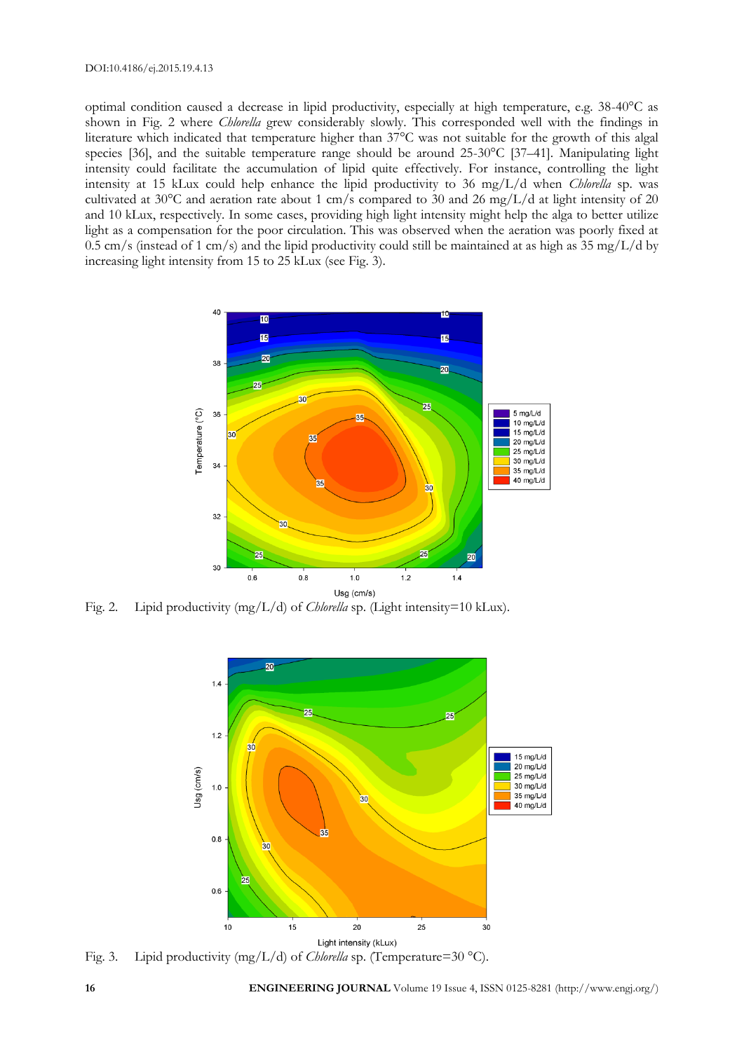optimal condition caused a decrease in lipid productivity, especially at high temperature, e.g. 38-40°C as shown in Fig. 2 where *Chlorella* grew considerably slowly. This corresponded well with the findings in literature which indicated that temperature higher than 37°C was not suitable for the growth of this algal species [36], and the suitable temperature range should be around 25-30°C [37–41]. Manipulating light intensity could facilitate the accumulation of lipid quite effectively. For instance, controlling the light intensity at 15 kLux could help enhance the lipid productivity to 36 mg/L/d when *Chlorella* sp. was cultivated at 30°C and aeration rate about 1 cm/s compared to 30 and 26 mg/L/d at light intensity of 20 and 10 kLux, respectively. In some cases, providing high light intensity might help the alga to better utilize light as a compensation for the poor circulation. This was observed when the aeration was poorly fixed at 0.5 cm/s (instead of 1 cm/s) and the lipid productivity could still be maintained at as high as 35 mg/L/d by increasing light intensity from 15 to 25 kLux (see Fig. 3).

Fig. 2. Lipid productivity (mg/L/d) of *Chlorella* sp. (Light intensity=10 kLux).

Fig. 3. Lipid productivity (mg/L/d) of *Chlorella* sp. (Temperature=30 °C).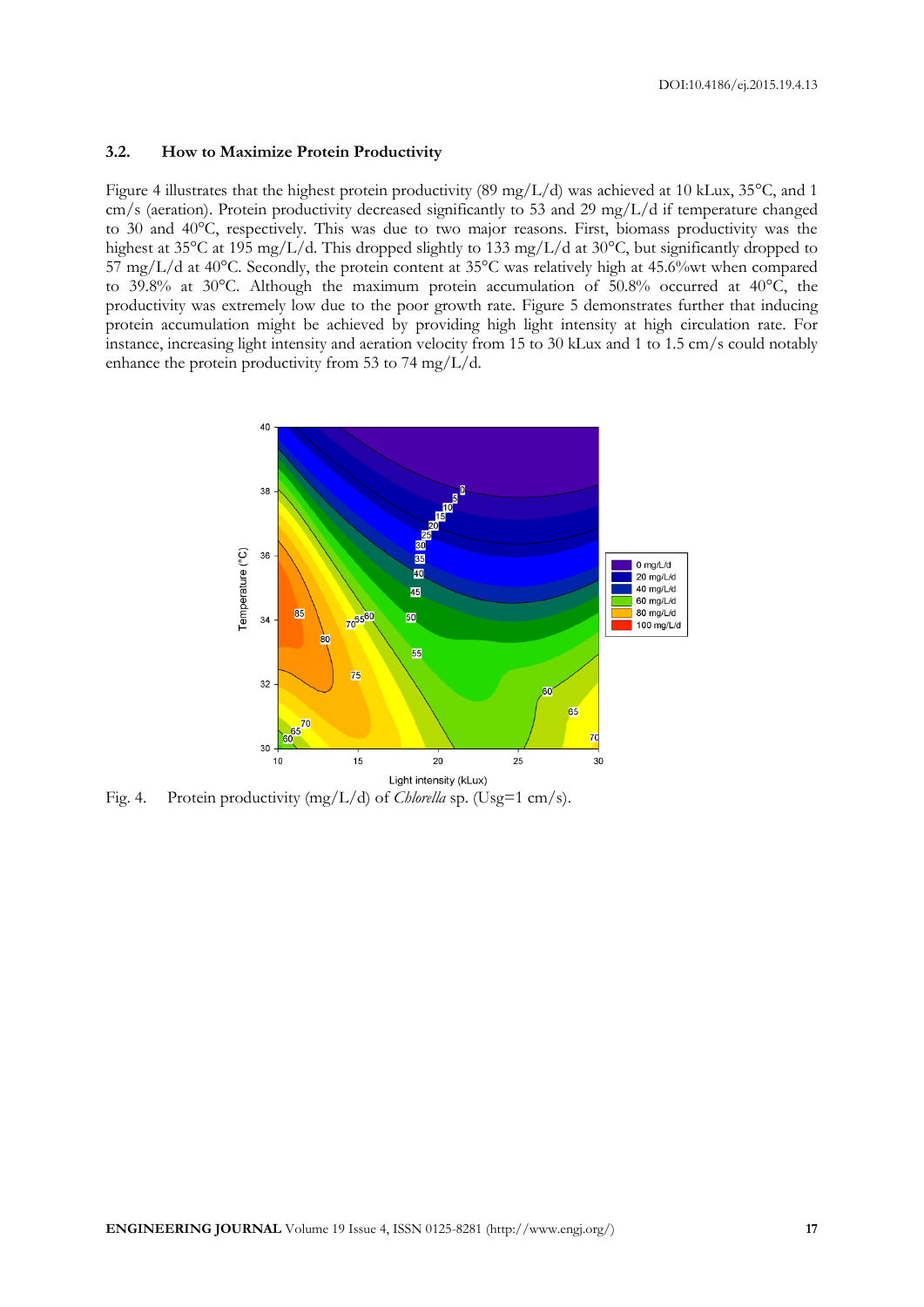### 3.2. How to Maximize Protein Productivity

Figure 4 illustrates that the highest protein productivity (89 mg/L/d) was achieved at 10 kLux, 35°C, and 1 cm/s (aeration). Protein productivity decreased significantly to 53 and 29 mg/L/d if temperature changed to 30 and 40°C, respectively. This was due to two major reasons. First, biomass productivity was the highest at 35°C at 195 mg/L/d. This dropped slightly to 133 mg/L/d at 30°C, but significantly dropped to 57 mg/L/d at 40°C. Secondly, the protein content at 35°C was relatively high at 45.6%wt when compared to 39.8% at 30°C. Although the maximum protein accumulation of 50.8% occurred at 40°C, the productivity was extremely low due to the poor growth rate. Figure 5 demonstrates further that inducing protein accumulation might be achieved by providing high light intensity at high circulation rate. For instance, increasing light intensity and aeration velocity from 15 to 30 kLux and 1 to 1.5 cm/s could notably enhance the protein productivity from 53 to 74 mg/L/d.

Temperature (°C)

40
38
36
34
32
30

10
15
20
25
30

Light intensity (kLux)

0
5
10
15
20
25
30
35
40
45
50
55
60
65
70
75
80
85

0 mg/L/d
20 mg/L/d
40 mg/L/d
60 mg/L/d
80 mg/L/d
100 mg/L/d

Fig. 4. Protein productivity (mg/L/d) of *Chlorella* sp. (Usg=1 cm/s).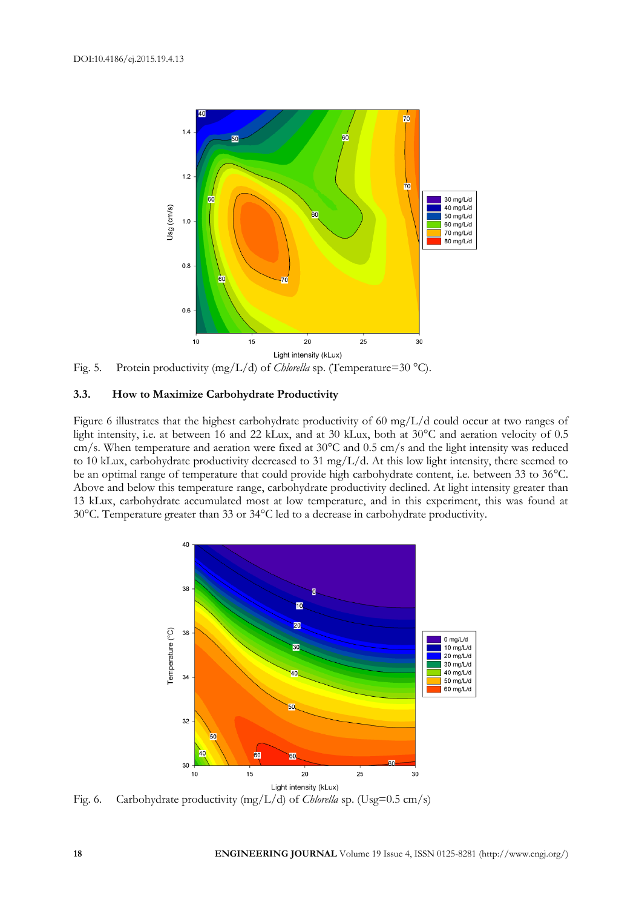40

1.4

50

60

70

1.2

70

60

Usg (cm/s)

1.0

60

0.8

60

70

0.6

10

15

20

25

30

Light intensity (kLux)

30 mg/L/d

40 mg/L/d

50 mg/L/d

60 mg/L/d

70 mg/L/d

80 mg/L/d

Fig. 5. Protein productivity (mg/L/d) of *Chlorella* sp. (Temperature=30 °C).

### 3.3. How to Maximize Carbohydrate Productivity

Figure 6 illustrates that the highest carbohydrate productivity of 60 mg/L/d could occur at two ranges of light intensity, i.e. at between 16 and 22 kLux, and at 30 kLux, both at 30°C and aeration velocity of 0.5 cm/s. When temperature and aeration were fixed at 30°C and 0.5 cm/s and the light intensity was reduced to 10 kLux, carbohydrate productivity decreased to 31 mg/L/d. At this low light intensity, there seemed to be an optimal range of temperature that could provide high carbohydrate content, i.e. between 33 to 36°C. Above and below this temperature range, carbohydrate productivity declined. At light intensity greater than 13 kLux, carbohydrate accumulated most at low temperature, and in this experiment, this was found at 30°C. Temperature greater than 33 or 34°C led to a decrease in carbohydrate productivity.

40

38

0

10

20

36

30

Temperature (°C)

34

40

50

32

50

40

60

60

60

30

10

15

20

25

30

Light intensity (kLux)

0 mg/L/d

10 mg/L/d

20 mg/L/d

30 mg/L/d

40 mg/L/d

50 mg/L/d

60 mg/L/d

Fig. 6. Carbohydrate productivity (mg/L/d) of *Chlorella* sp. (Usg=0.5 cm/s)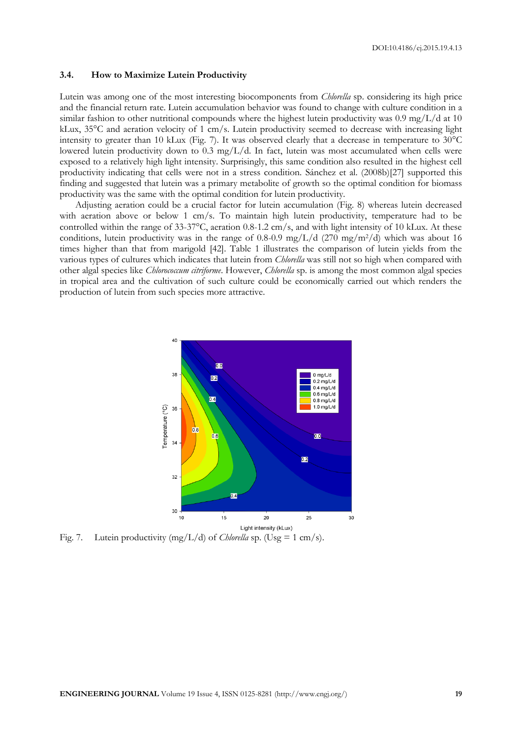### 3.4. How to Maximize Lutein Productivity

Lutein was among one of the most interesting biocomponents from *Chlorella* sp. considering its high price and the financial return rate. Lutein accumulation behavior was found to change with culture condition in a similar fashion to other nutritional compounds where the highest lutein productivity was 0.9 mg/L/d at 10 kLux, 35°C and aeration velocity of 1 cm/s. Lutein productivity seemed to decrease with increasing light intensity to greater than 10 kLux (Fig. 7). It was observed clearly that a decrease in temperature to 30°C lowered lutein productivity down to 0.3 mg/L/d. In fact, lutein was most accumulated when cells were exposed to a relatively high light intensity. Surprisingly, this same condition also resulted in the highest cell productivity indicating that cells were not in a stress condition. Sánchez et al. (2008b)[27] supported this finding and suggested that lutein was a primary metabolite of growth so the optimal condition for biomass productivity was the same with the optimal condition for lutein productivity.

Adjusting aeration could be a crucial factor for lutein accumulation (Fig. 8) whereas lutein decreased with aeration above or below 1 cm/s. To maintain high lutein productivity, temperature had to be controlled within the range of 33-37°C, aeration 0.8-1.2 cm/s, and with light intensity of 10 kLux. At these conditions, lutein productivity was in the range of 0.8-0.9 mg/L/d (270 mg/m$^2$/d) which was about 16 times higher than that from marigold [42]. Table 1 illustrates the comparison of lutein yields from the various types of cultures which indicates that lutein from *Chlorella* was still not so high when compared with other algal species like *Chlorococcum citriforme*. However, *Chlorella* sp. is among the most common algal species in tropical area and the cultivation of such culture could be economically carried out which renders the production of lutein from such species more attractive.

Temperature (°C)
40
38
36
34
32
30
10
15
20
25
30
Light intensity (kLux)
0.0
0.2
0.4
0.8
0.6
0.0
0.2
0.4
0 mg/L/d
0.2 mg/L/d
0.4 mg/L/d
0.6 mg/L/d
0.8 mg/L/d
1.0 mg/L/d

Fig. 7. Lutein productivity (mg/L/d) of *Chlorella* sp. (Usg = 1 cm/s).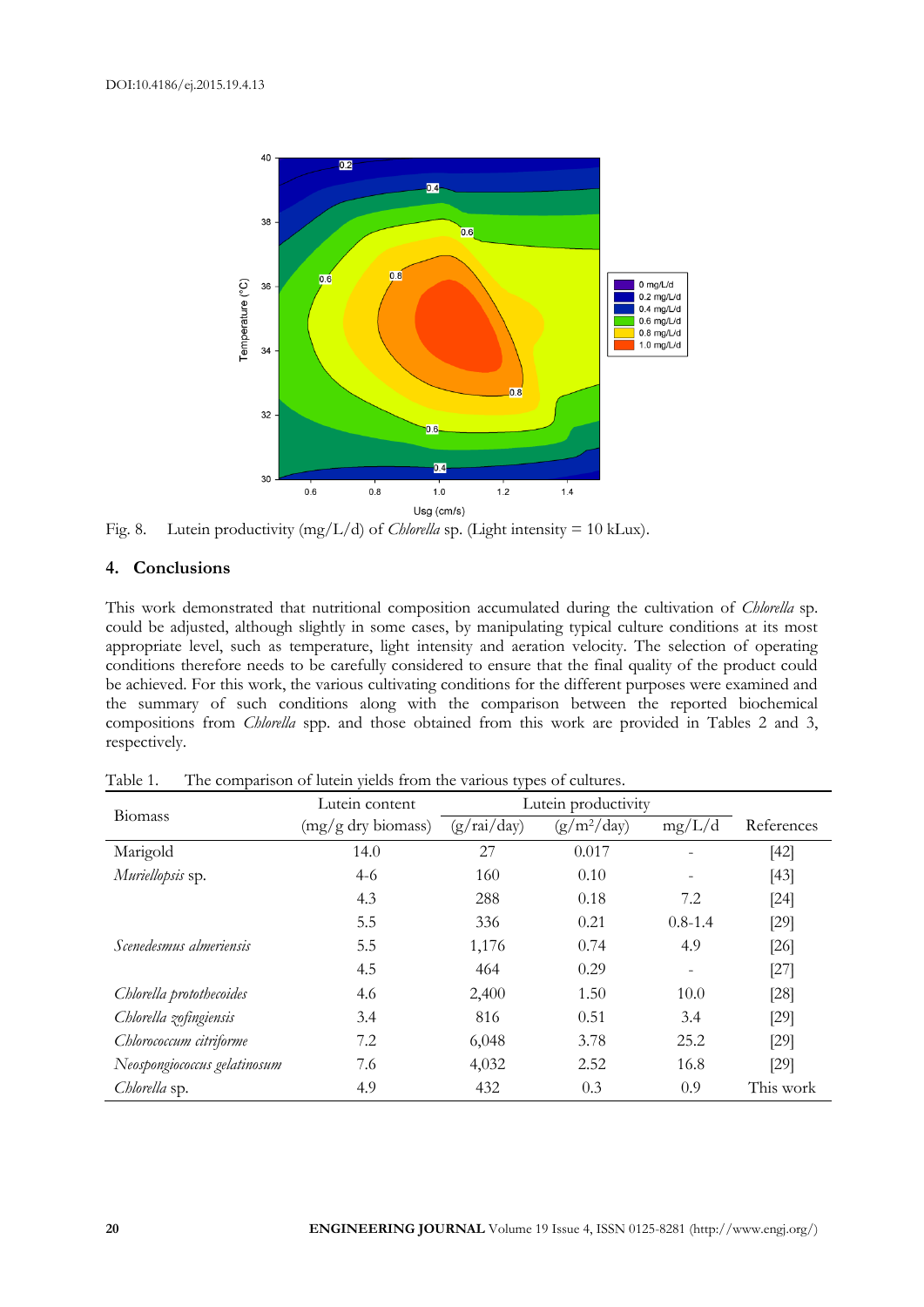40
38
36
34
32
30
Temperature (°C)
0.6
0.8
1.0
1.2
1.4
Usg (cm/s)
0.2
0.4
0.6
0.6
0.8
0.8
0.6
0.4
0 mg/L/d
0.2 mg/L/d
0.4 mg/L/d
0.6 mg/L/d
0.8 mg/L/d
1.0 mg/L/d

Fig. 8. Lutein productivity (mg/L/d) of *Chlorella* sp. (Light intensity = 10 kLux).

## 4. Conclusions

This work demonstrated that nutritional composition accumulated during the cultivation of *Chlorella* sp. could be adjusted, although slightly in some cases, by manipulating typical culture conditions at its most appropriate level, such as temperature, light intensity and aeration velocity. The selection of operating conditions therefore needs to be carefully considered to ensure that the final quality of the product could be achieved. For this work, the various cultivating conditions for the different purposes were examined and the summary of such conditions along with the comparison between the reported biochemical compositions from *Chlorella* spp. and those obtained from this work are provided in Tables 2 and 3, respectively.

Table 1. The comparison of lutein yields from the various types of cultures.

| Biomass | Lutein content | Lutein productivity | | | References |
|---|---|---|---|---|---|
| | (mg/g dry biomass) | (g/rai/day) | ($g/m^2$/day) | mg/L/d | |
| Marigold | 14.0 | 27 | 0.017 | - | [42] |
| *Muriellopsis* sp. | 4-6 | 160 | 0.10 | - | [43] |
| | 4.3 | 288 | 0.18 | 7.2 | [24] |
| | 5.5 | 336 | 0.21 | 0.8-1.4 | [29] |
| *Scenedesmus almeriensis* | 5.5 | 1,176 | 0.74 | 4.9 | [26] |
| | 4.5 | 464 | 0.29 | - | [27] |
| *Chlorella protothecoides* | 4.6 | 2,400 | 1.50 | 10.0 | [28] |
| *Chlorella zofingiensis* | 3.4 | 816 | 0.51 | 3.4 | [29] |
| *Chlorococcum citriforme* | 7.2 | 6,048 | 3.78 | 25.2 | [29] |
| *Neospongiococcus gelatinosum* | 7.6 | 4,032 | 2.52 | 16.8 | [29] |
| *Chlorella* sp. | 4.9 | 432 | 0.3 | 0.9 | This work |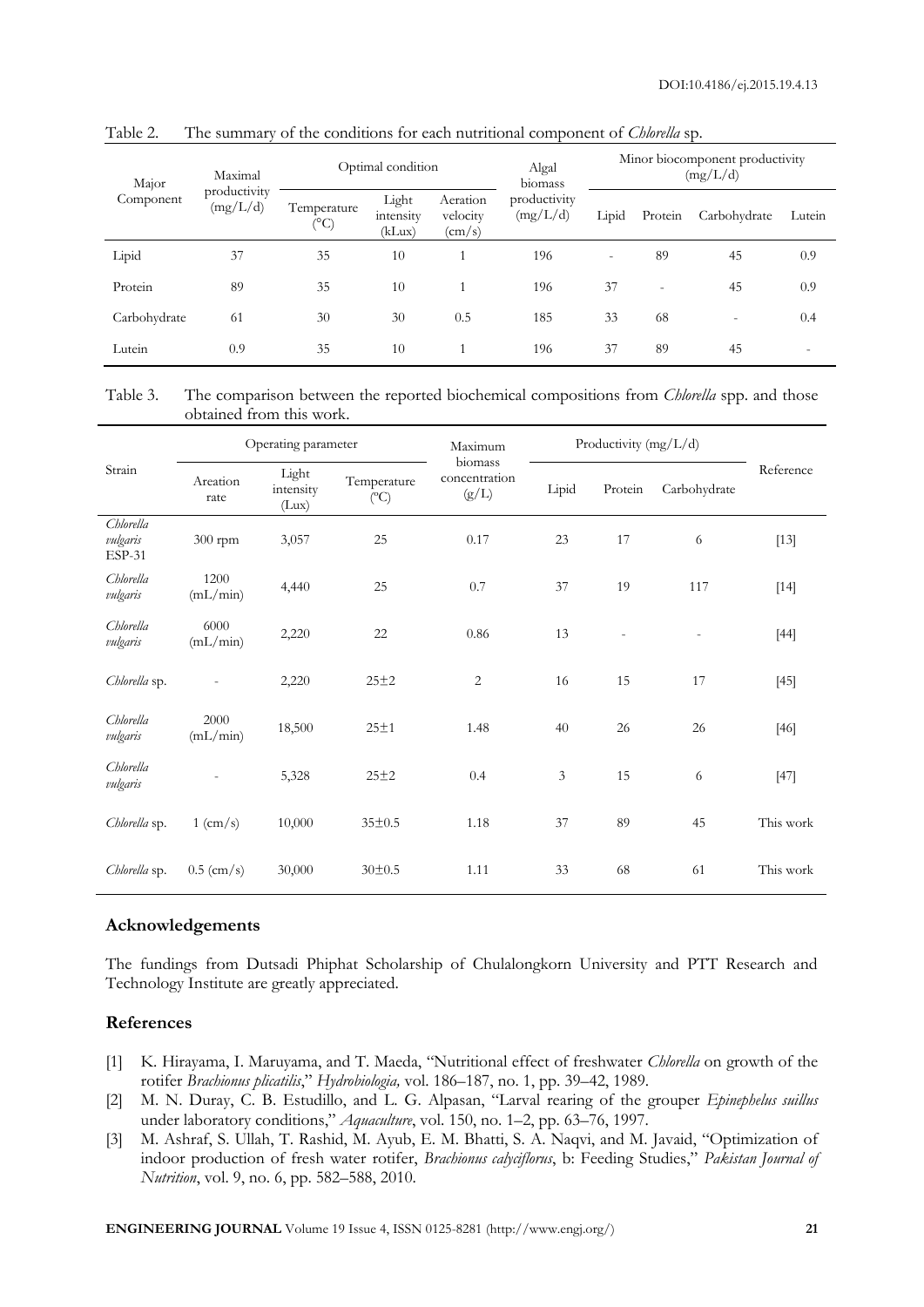Table 2. The summary of the conditions for each nutritional component of *Chlorella* sp.

| Major Component | Maximal productivity (mg/L/d) | Optimal condition | | | Algal biomass productivity (mg/L/d) | Minor biocomponent productivity (mg/L/d) | | | |
|---|---|---|---|---|---|---|---|---|---|
| | | Temperature (°C) | Light intensity (kLux) | Aeration velocity (cm/s) | | Lipid | Protein | Carbohydrate | Lutein |
| Lipid | 37 | 35 | 10 | 1 | 196 | - | 89 | 45 | 0.9 |
| Protein | 89 | 35 | 10 | 1 | 196 | 37 | - | 45 | 0.9 |
| Carbohydrate | 61 | 30 | 30 | 0.5 | 185 | 33 | 68 | - | 0.4 |
| Lutein | 0.9 | 35 | 10 | 1 | 196 | 37 | 89 | 45 | - |

Table 3. The comparison between the reported biochemical compositions from *Chlorella* spp. and those obtained from this work.

| Strain | Operating parameter | | | Maximum biomass concentration (g/L) | Productivity (mg/L/d) | | | Reference |
|---|---|---|---|---|---|---|---|---|
| | Areation rate | Light intensity (Lux) | Temperature (°C) | | Lipid | Protein | Carbohydrate | |
| *Chlorella vulgaris* ESP-31 | 300 rpm | 3,057 | 25 | 0.17 | 23 | 17 | 6 | [13] |
| *Chlorella vulgaris* | 1200 (mL/min) | 4,440 | 25 | 0.7 | 37 | 19 | 117 | [14] |
| *Chlorella vulgaris* | 6000 (mL/min) | 2,220 | 22 | 0.86 | 13 | - | - | [44] |
| *Chlorella* sp. | - | 2,220 | 25±2 | 2 | 16 | 15 | 17 | [45] |
| *Chlorella vulgaris* | 2000 (mL/min) | 18,500 | 25±1 | 1.48 | 40 | 26 | 26 | [46] |
| *Chlorella vulgaris* | - | 5,328 | 25±2 | 0.4 | 3 | 15 | 6 | [47] |
| *Chlorella* sp. | 1 (cm/s) | 10,000 | 35±0.5 | 1.18 | 37 | 89 | 45 | This work |
| *Chlorella* sp. | 0.5 (cm/s) | 30,000 | 30±0.5 | 1.11 | 33 | 68 | 61 | This work |

## Acknowledgements

The fundings from Dutsadi Phiphat Scholarship of Chulalongkorn University and PTT Research and Technology Institute are greatly appreciated.

## References

[1] K. Hirayama, I. Maruyama, and T. Maeda, "Nutritional effect of freshwater *Chlorella* on growth of the rotifer *Brachionus plicatilis*," *Hydrobiologia,* vol. 186–187, no. 1, pp. 39–42, 1989.

[2] M. N. Duray, C. B. Estudillo, and L. G. Alpasan, "Larval rearing of the grouper *Epinephelus suillus* under laboratory conditions," *Aquaculture*, vol. 150, no. 1–2, pp. 63–76, 1997.

[3] M. Ashraf, S. Ullah, T. Rashid, M. Ayub, E. M. Bhatti, S. A. Naqvi, and M. Javaid, "Optimization of indoor production of fresh water rotifer, *Brachionus calyciflorus*, b: Feeding Studies," *Pakistan Journal of Nutrition*, vol. 9, no. 6, pp. 582–588, 2010.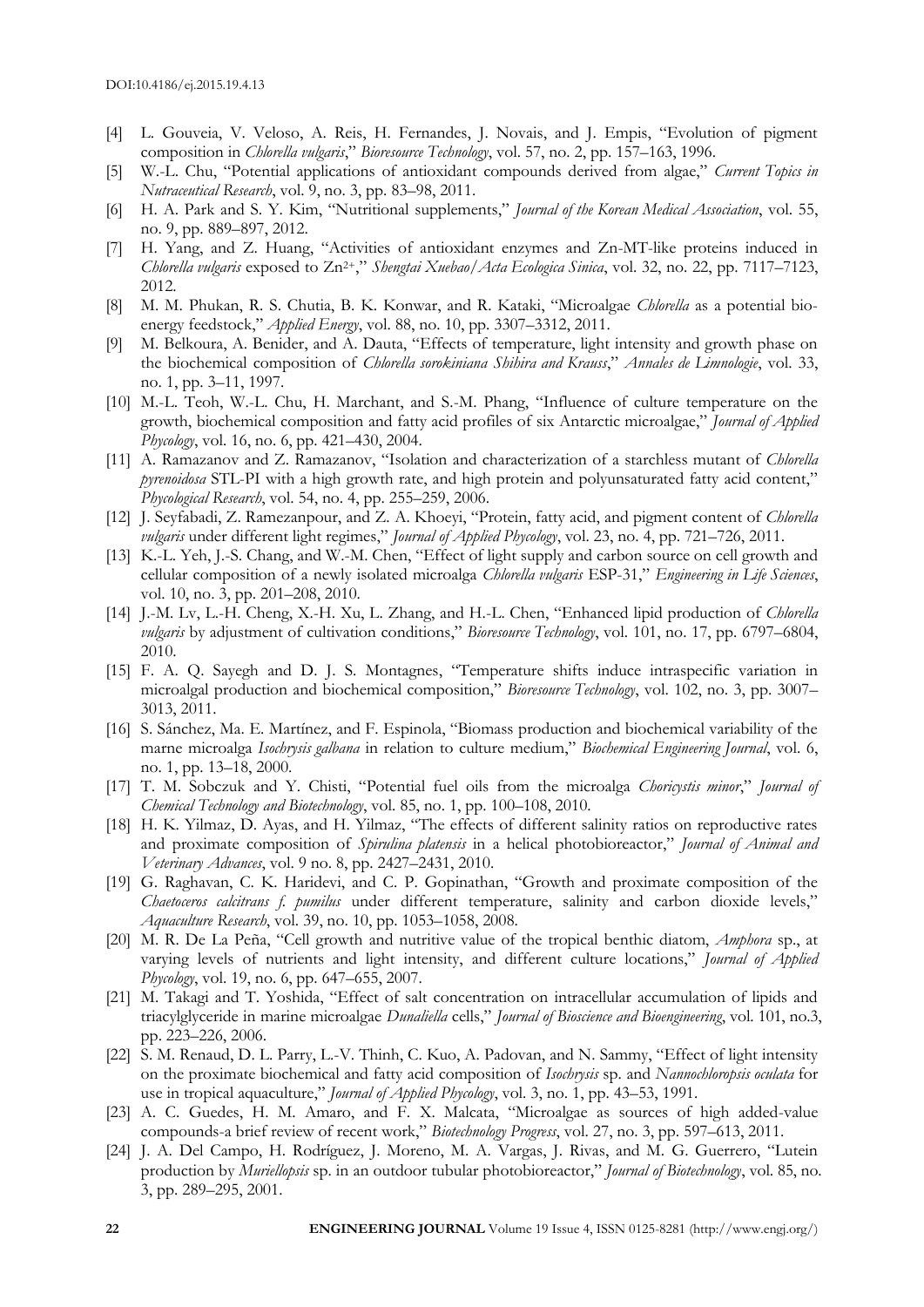[4] L. Gouveia, V. Veloso, A. Reis, H. Fernandes, J. Novais, and J. Empis, "Evolution of pigment composition in *Chlorella vulgaris*," *Bioresource Technology*, vol. 57, no. 2, pp. 157–163, 1996.

[5] W.-L. Chu, "Potential applications of antioxidant compounds derived from algae," *Current Topics in Nutraceutical Research*, vol. 9, no. 3, pp. 83–98, 2011.

[6] H. A. Park and S. Y. Kim, "Nutritional supplements," *Journal of the Korean Medical Association*, vol. 55, no. 9, pp. 889–897, 2012.

[7] H. Yang, and Z. Huang, "Activities of antioxidant enzymes and Zn-MT-like proteins induced in *Chlorella vulgaris* exposed to $Zn^{2+}$," *Shengtai Xuebao/Acta Ecologica Sinica*, vol. 32, no. 22, pp. 7117–7123, 2012.

[8] M. M. Phukan, R. S. Chutia, B. K. Konwar, and R. Kataki, "Microalgae *Chlorella* as a potential bio-energy feedstock," *Applied Energy*, vol. 88, no. 10, pp. 3307–3312, 2011.

[9] M. Belkoura, A. Benider, and A. Dauta, "Effects of temperature, light intensity and growth phase on the biochemical composition of *Chlorella sorokiniana Shihira and Krauss*," *Annales de Limnologie*, vol. 33, no. 1, pp. 3–11, 1997.

[10] M.-L. Teoh, W.-L. Chu, H. Marchant, and S.-M. Phang, "Influence of culture temperature on the growth, biochemical composition and fatty acid profiles of six Antarctic microalgae," *Journal of Applied Phycology*, vol. 16, no. 6, pp. 421–430, 2004.

[11] A. Ramazanov and Z. Ramazanov, "Isolation and characterization of a starchless mutant of *Chlorella pyrenoidosa* STL-PI with a high growth rate, and high protein and polyunsaturated fatty acid content," *Phycological Research*, vol. 54, no. 4, pp. 255–259, 2006.

[12] J. Seyfabadi, Z. Ramezanpour, and Z. A. Khoeyi, "Protein, fatty acid, and pigment content of *Chlorella vulgaris* under different light regimes," *Journal of Applied Phycology*, vol. 23, no. 4, pp. 721–726, 2011.

[13] K.-L. Yeh, J.-S. Chang, and W.-M. Chen, "Effect of light supply and carbon source on cell growth and cellular composition of a newly isolated microalga *Chlorella vulgaris* ESP-31," *Engineering in Life Sciences*, vol. 10, no. 3, pp. 201–208, 2010.

[14] J.-M. Lv, L.-H. Cheng, X.-H. Xu, L. Zhang, and H.-L. Chen, "Enhanced lipid production of *Chlorella vulgaris* by adjustment of cultivation conditions," *Bioresource Technology*, vol. 101, no. 17, pp. 6797–6804, 2010.

[15] F. A. Q. Sayegh and D. J. S. Montagnes, "Temperature shifts induce intraspecific variation in microalgal production and biochemical composition," *Bioresource Technology*, vol. 102, no. 3, pp. 3007–3013, 2011.

[16] S. Sánchez, Ma. E. Martínez, and F. Espinola, "Biomass production and biochemical variability of the marne microalga *Isochrysis galbana* in relation to culture medium," *Biochemical Engineering Journal*, vol. 6, no. 1, pp. 13–18, 2000.

[17] T. M. Sobczuk and Y. Chisti, "Potential fuel oils from the microalga *Choricystis minor*," *Journal of Chemical Technology and Biotechnology*, vol. 85, no. 1, pp. 100–108, 2010.

[18] H. K. Yilmaz, D. Ayas, and H. Yilmaz, "The effects of different salinity ratios on reproductive rates and proximate composition of *Spirulina platensis* in a helical photobioreactor," *Journal of Animal and Veterinary Advances*, vol. 9 no. 8, pp. 2427–2431, 2010.

[19] G. Raghavan, C. K. Haridevi, and C. P. Gopinathan, "Growth and proximate composition of the *Chaetoceros calcitrans f. pumilus* under different temperature, salinity and carbon dioxide levels," *Aquaculture Research*, vol. 39, no. 10, pp. 1053–1058, 2008.

[20] M. R. De La Peña, "Cell growth and nutritive value of the tropical benthic diatom, *Amphora* sp., at varying levels of nutrients and light intensity, and different culture locations," *Journal of Applied Phycology*, vol. 19, no. 6, pp. 647–655, 2007.

[21] M. Takagi and T. Yoshida, "Effect of salt concentration on intracellular accumulation of lipids and triacylglyceride in marine microalgae *Dunaliella* cells," *Journal of Bioscience and Bioengineering*, vol. 101, no.3, pp. 223–226, 2006.

[22] S. M. Renaud, D. L. Parry, L.-V. Thinh, C. Kuo, A. Padovan, and N. Sammy, "Effect of light intensity on the proximate biochemical and fatty acid composition of *Isochrysis* sp. and *Nannochloropsis oculata* for use in tropical aquaculture," *Journal of Applied Phycology*, vol. 3, no. 1, pp. 43–53, 1991.

[23] A. C. Guedes, H. M. Amaro, and F. X. Malcata, "Microalgae as sources of high added-value compounds-a brief review of recent work," *Biotechnology Progress*, vol. 27, no. 3, pp. 597–613, 2011.

[24] J. A. Del Campo, H. Rodríguez, J. Moreno, M. A. Vargas, J. Rivas, and M. G. Guerrero, "Lutein production by *Muriellopsis* sp. in an outdoor tubular photobioreactor," *Journal of Biotechnology*, vol. 85, no. 3, pp. 289–295, 2001.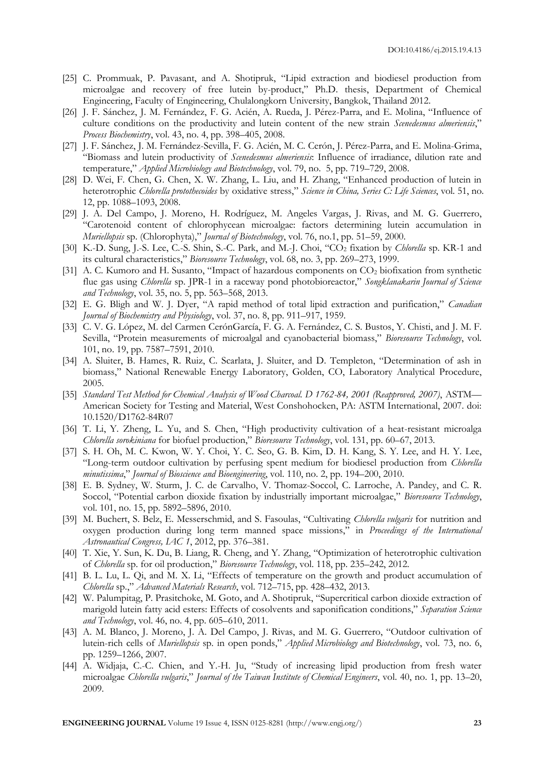[25] C. Prommuak, P. Pavasant, and A. Shotipruk, "Lipid extraction and biodiesel production from microalgae and recovery of free lutein by-product," Ph.D. thesis, Department of Chemical Engineering, Faculty of Engineering, Chulalongkorn University, Bangkok, Thailand 2012.

[26] J. F. Sánchez, J. M. Fernández, F. G. Acién, A. Rueda, J. Pérez-Parra, and E. Molina, "Influence of culture conditions on the productivity and lutein content of the new strain *Scenedesmus almeriensis*," *Process Biochemistry*, vol. 43, no. 4, pp. 398–405, 2008.

[27] J. F. Sánchez, J. M. Fernández-Sevilla, F. G. Acién, M. C. Cerón, J. Pérez-Parra, and E. Molina-Grima, "Biomass and lutein productivity of *Scenedesmus almeriensis*: Influence of irradiance, dilution rate and temperature," *Applied Microbiology and Biotechnology*, vol. 79, no. 5, pp. 719–729, 2008.

[28] D. Wei, F. Chen, G. Chen, X. W. Zhang, L. Liu, and H. Zhang, "Enhanced production of lutein in heterotrophic *Chlorella protothecoides* by oxidative stress," *Science in China, Series C: Life Sciences*, vol. 51, no. 12, pp. 1088–1093, 2008.

[29] J. A. Del Campo, J. Moreno, H. Rodríguez, M. Angeles Vargas, J. Rivas, and M. G. Guerrero, "Carotenoid content of chlorophycean microalgae: factors determining lutein accumulation in *Muriellopsis* sp. (Chlorophyta)," *Journal of Biotechnology*, vol. 76, no.1, pp. 51–59, 2000.

[30] K.-D. Sung, J.-S. Lee, C.-S. Shin, S.-C. Park, and M.-J. Choi, "$CO_2$ fixation by *Chlorella* sp. KR-1 and its cultural characteristics," *Bioresource Technology*, vol. 68, no. 3, pp. 269–273, 1999.

[31] A. C. Kumoro and H. Susanto, "Impact of hazardous components on $CO_2$ biofixation from synthetic flue gas using *Chlorella* sp. JPR-1 in a raceway pond photobioreactor," *Songklanakarin Journal of Science and Technology*, vol. 35, no. 5, pp. 563–568, 2013.

[32] E. G. Bligh and W. J. Dyer, "A rapid method of total lipid extraction and purification," *Canadian Journal of Biochemistry and Physiology*, vol. 37, no. 8, pp. 911–917, 1959.

[33] C. V. G. López, M. del Carmen CerónGarcía, F. G. A. Fernández, C. S. Bustos, Y. Chisti, and J. M. F. Sevilla, "Protein measurements of microalgal and cyanobacterial biomass," *Bioresource Technology*, vol. 101, no. 19, pp. 7587–7591, 2010.

[34] A. Sluiter, B. Hames, R. Ruiz, C. Scarlata, J. Sluiter, and D. Templeton, "Determination of ash in biomass," National Renewable Energy Laboratory, Golden, CO, Laboratory Analytical Procedure, 2005.

[35] *Standard Test Method for Chemical Analysis of Wood Charcoal. D 1762-84, 2001 (Reapproved, 2007)*, ASTM—American Society for Testing and Material, West Conshohocken, PA: ASTM International, 2007. doi: 10.1520/D1762-84R07

[36] T. Li, Y. Zheng, L. Yu, and S. Chen, "High productivity cultivation of a heat-resistant microalga *Chlorella sorokiniana* for biofuel production," *Bioresource Technology*, vol. 131, pp. 60–67, 2013.

[37] S. H. Oh, M. C. Kwon, W. Y. Choi, Y. C. Seo, G. B. Kim, D. H. Kang, S. Y. Lee, and H. Y. Lee, "Long-term outdoor cultivation by perfusing spent medium for biodiesel production from *Chlorella minutissima*," *Journal of Bioscience and Bioengineering*, vol. 110, no. 2, pp. 194–200, 2010.

[38] E. B. Sydney, W. Sturm, J. C. de Carvalho, V. Thomaz-Soccol, C. Larroche, A. Pandey, and C. R. Soccol, "Potential carbon dioxide fixation by industrially important microalgae," *Bioresource Technology*, vol. 101, no. 15, pp. 5892–5896, 2010.

[39] M. Buchert, S. Belz, E. Messerschmid, and S. Fasoulas, "Cultivating *Chlorella vulgaris* for nutrition and oxygen production during long term manned space missions," in *Proceedings of the International Astronautical Congress, IAC 1*, 2012, pp. 376–381.

[40] T. Xie, Y. Sun, K. Du, B. Liang, R. Cheng, and Y. Zhang, "Optimization of heterotrophic cultivation of *Chlorella* sp. for oil production," *Bioresource Technology*, vol. 118, pp. 235–242, 2012.

[41] B. L. Lu, L. Qi, and M. X. Li, "Effects of temperature on the growth and product accumulation of *Chlorella* sp.," *Advanced Materials Research*, vol. 712–715, pp. 428–432, 2013.

[42] W. Palumpitag, P. Prasitchoke, M. Goto, and A. Shotipruk, "Supercritical carbon dioxide extraction of marigold lutein fatty acid esters: Effects of cosolvents and saponification conditions," *Separation Science and Technology*, vol. 46, no. 4, pp. 605–610, 2011.

[43] A. M. Blanco, J. Moreno, J. A. Del Campo, J. Rivas, and M. G. Guerrero, "Outdoor cultivation of lutein-rich cells of *Muriellopsis* sp. in open ponds," *Applied Microbiology and Biotechnology*, vol. 73, no. 6, pp. 1259–1266, 2007.

[44] A. Widjaja, C.-C. Chien, and Y.-H. Ju, "Study of increasing lipid production from fresh water microalgae *Chlorella vulgaris*," *Journal of the Taiwan Institute of Chemical Engineers*, vol. 40, no. 1, pp. 13–20, 2009.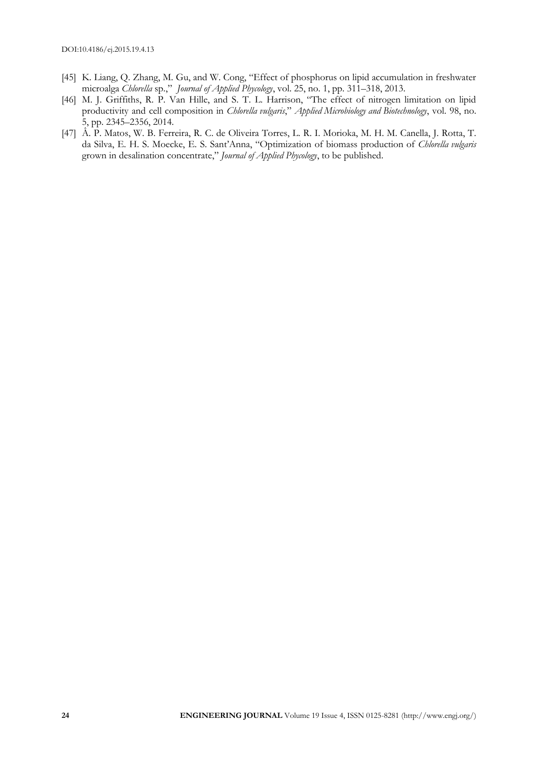[45] K. Liang, Q. Zhang, M. Gu, and W. Cong, "Effect of phosphorus on lipid accumulation in freshwater microalga *Chlorella* sp.," *Journal of Applied Phycology*, vol. 25, no. 1, pp. 311–318, 2013.

[46] M. J. Griffiths, R. P. Van Hille, and S. T. L. Harrison, "The effect of nitrogen limitation on lipid productivity and cell composition in *Chlorella vulgaris*," *Applied Microbiology and Biotechnology*, vol. 98, no. 5, pp. 2345–2356, 2014.

[47] Â. P. Matos, W. B. Ferreira, R. C. de Oliveira Torres, L. R. I. Morioka, M. H. M. Canella, J. Rotta, T. da Silva, E. H. S. Moecke, E. S. Sant'Anna, "Optimization of biomass production of *Chlorella vulgaris* grown in desalination concentrate," *Journal of Applied Phycology*, to be published.